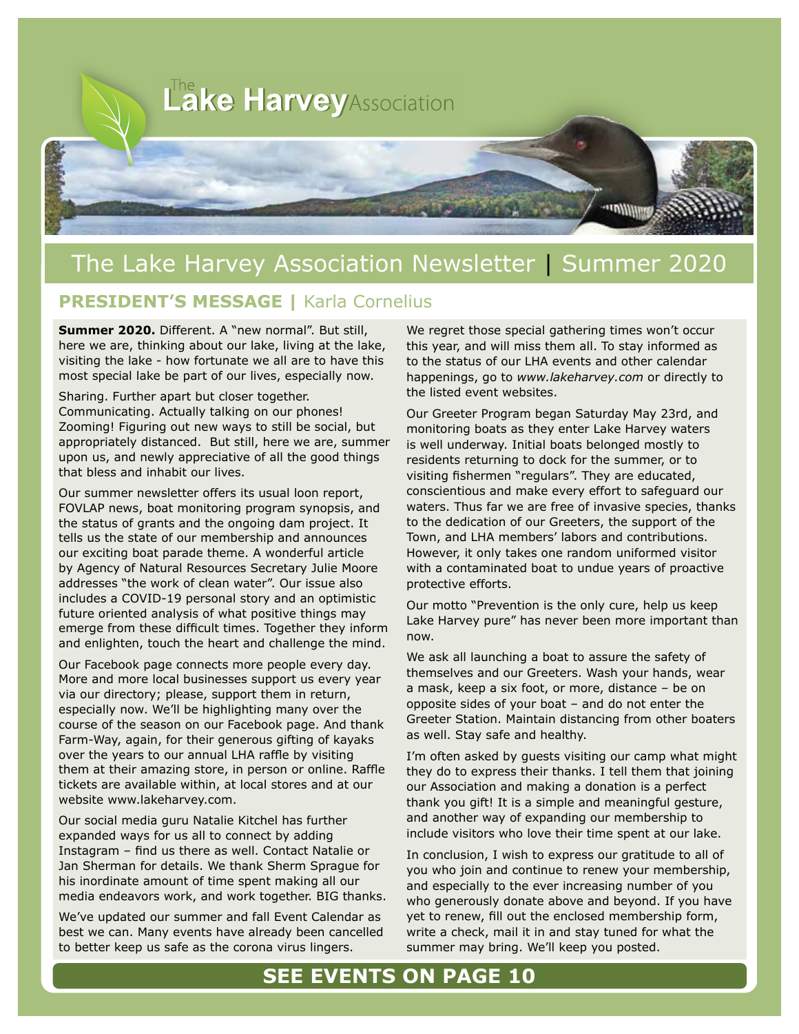# The Lake Harvey Association

## The Lake Harvey Association Newsletter | Summer 2020

### PRESIDENT'S MESSAGE | Karla Cornelius

**Summer 2020.** Different. A "new normal". But still, here we are, thinking about our lake, living at the lake, visiting the lake - how fortunate we all are to have this most special lake be part of our lives, especially now.

Sharing. Further apart but closer together. Communicating. Actually talking on our phones! Zooming! Figuring out new ways to still be social, but appropriately distanced. But still, here we are, summer upon us, and newly appreciative of all the good things that bless and inhabit our lives.

Our summer newsletter offers its usual loon report, FOVLAP news, boat monitoring program synopsis, and the status of grants and the ongoing dam project. It tells us the state of our membership and announces our exciting boat parade theme. A wonderful article by Agency of Natural Resources Secretary Julie Moore addresses "the work of clean water". Our issue also includes a COVID-19 personal story and an optimistic future oriented analysis of what positive things may emerge from these difficult times. Together they inform and enlighten, touch the heart and challenge the mind.

Our Facebook page connects more people every day. More and more local businesses support us every year via our directory; please, support them in return, especially now. We'll be highlighting many over the course of the season on our Facebook page. And thank Farm-Way, again, for their generous gifting of kayaks over the years to our annual LHA raffle by visiting them at their amazing store, in person or online. Raffle tickets are available within, at local stores and at our website www.lakeharvey.com.

Our social media guru Natalie Kitchel has further expanded ways for us all to connect by adding Instagram – find us there as well. Contact Natalie or Jan Sherman for details. We thank Sherm Sprague for his inordinate amount of time spent making all our media endeavors work, and work together. BIG thanks.

We've updated our summer and fall Event Calendar as best we can. Many events have already been cancelled to better keep us safe as the corona virus lingers.

We regret those special gathering times won't occur this year, and will miss them all. To stay informed as to the status of our LHA events and other calendar happenings, go to *www.lakeharvey.com* or directly to the listed event websites.

Our Greeter Program began Saturday May 23rd, and monitoring boats as they enter Lake Harvey waters is well underway. Initial boats belonged mostly to residents returning to dock for the summer, or to visiting fishermen "regulars". They are educated, conscientious and make every effort to safeguard our waters. Thus far we are free of invasive species, thanks to the dedication of our Greeters, the support of the Town, and LHA members' labors and contributions. However, it only takes one random uniformed visitor with a contaminated boat to undue years of proactive protective efforts.

Our motto "Prevention is the only cure, help us keep Lake Harvey pure" has never been more important than now.

We ask all launching a boat to assure the safety of themselves and our Greeters. Wash your hands, wear a mask, keep a six foot, or more, distance – be on opposite sides of your boat – and do not enter the Greeter Station. Maintain distancing from other boaters as well. Stay safe and healthy.

I'm often asked by guests visiting our camp what might they do to express their thanks. I tell them that joining our Association and making a donation is a perfect thank you gift! It is a simple and meaningful gesture, and another way of expanding our membership to include visitors who love their time spent at our lake.

In conclusion, I wish to express our gratitude to all of you who join and continue to renew your membership, and especially to the ever increasing number of you who generously donate above and beyond. If you have yet to renew, fill out the enclosed membership form, write a check, mail it in and stay tuned for what the summer may bring. We'll keep you posted.

**SEE EVENTS ON PAGE 10**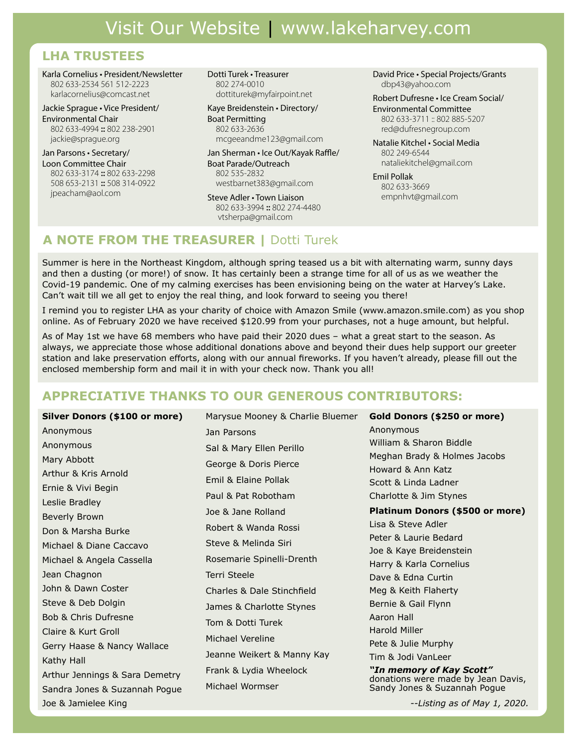# Visit Our Website | www.lakeharvey.com

## LHA TRUSTEES

Karla Cornelius • President/Newsletter
802 633-2534 561 512-2223
karlacornelius@comcast.net

Jackie Sprague • Vice President/ Environmental Chair
802 633-4994 :: 802 238-2901
jackie@sprague.org

Jan Parsons • Secretary/ Loon Committee Chair
802 633-3174 :: 802 633-2298
508 653-2131 :: 508 314-0922
jpeacham@aol.com

Dotti Turek • Treasurer
802 274-0010
dottiturek@myfairpoint.net

Kaye Breidenstein • Directory/ Boat Permitting
802 633-2636
mcgeeandme123@gmail.com

Jan Sherman • Ice Out/Kayak Raffle/ Boat Parade/Outreach
802 535-2832
westbarnet383@gmail.com

Steve Adler • Town Liaison
802 633-3994 :: 802 274-4480
vtsherpa@gmail.com

David Price • Special Projects/Grants
dbp43@yahoo.com

Robert Dufresne • Ice Cream Social/ Environmental Committee
802 633-3711 :: 802 885-5207
red@dufresnegroup.com

Natalie Kitchel • Social Media
802 249-6544
nataliekitchel@gmail.com

Emil Pollak
802 633-3669
empnhvt@gmail.com

## A NOTE FROM THE TREASURER | Dotti Turek

Summer is here in the Northeast Kingdom, although spring teased us a bit with alternating warm, sunny days and then a dusting (or more!) of snow. It has certainly been a strange time for all of us as we weather the Covid-19 pandemic. One of my calming exercises has been envisioning being on the water at Harvey's Lake. Can't wait till we all get to enjoy the real thing, and look forward to seeing you there!

I remind you to register LHA as your charity of choice with Amazon Smile (www.amazon.smile.com) as you shop online. As of February 2020 we have received $120.99 from your purchases, not a huge amount, but helpful.

As of May 1st we have 68 members who have paid their 2020 dues – what a great start to the season. As always, we appreciate those whose additional donations above and beyond their dues help support our greeter station and lake preservation efforts, along with our annual fireworks. If you haven't already, please fill out the enclosed membership form and mail it in with your check now. Thank you all!

## APPRECIATIVE THANKS TO OUR GENEROUS CONTRIBUTORS:

**Silver Donors ($100 or more)**

Anonymous
Anonymous
Mary Abbott
Arthur & Kris Arnold
Ernie & Vivi Begin
Leslie Bradley
Beverly Brown
Don & Marsha Burke
Michael & Diane Caccavo
Michael & Angela Cassella
Jean Chagnon
John & Dawn Coster
Steve & Deb Dolgin
Bob & Chris Dufresne
Claire & Kurt Groll
Gerry Haase & Nancy Wallace
Kathy Hall
Arthur Jennings & Sara Demetry
Sandra Jones & Suzannah Pogue
Joe & Jamielee King
Marysue Mooney & Charlie Bluemer
Jan Parsons
Sal & Mary Ellen Perillo
George & Doris Pierce
Emil & Elaine Pollak
Paul & Pat Robotham
Joe & Jane Rolland
Robert & Wanda Rossi
Steve & Melinda Siri
Rosemarie Spinelli-Drenth
Terri Steele
Charles & Dale Stinchfield
James & Charlotte Stynes
Tom & Dotti Turek
Michael Vereline
Jeanne Weikert & Manny Kay
Frank & Lydia Wheelock
Michael Wormser

**Gold Donors ($250 or more)**

Anonymous
William & Sharon Biddle
Meghan Brady & Holmes Jacobs
Howard & Ann Katz
Scott & Linda Ladner
Charlotte & Jim Stynes

**Platinum Donors ($500 or more)**

Lisa & Steve Adler
Peter & Laurie Bedard
Joe & Kaye Breidenstein
Harry & Karla Cornelius
Dave & Edna Curtin
Meg & Keith Flaherty
Bernie & Gail Flynn
Aaron Hall
Harold Miller
Pete & Julie Murphy
Tim & Jodi VanLeer

***"In memory of Kay Scott"*** donations were made by Jean Davis, Sandy Jones & Suzannah Pogue

*--Listing as of May 1, 2020.*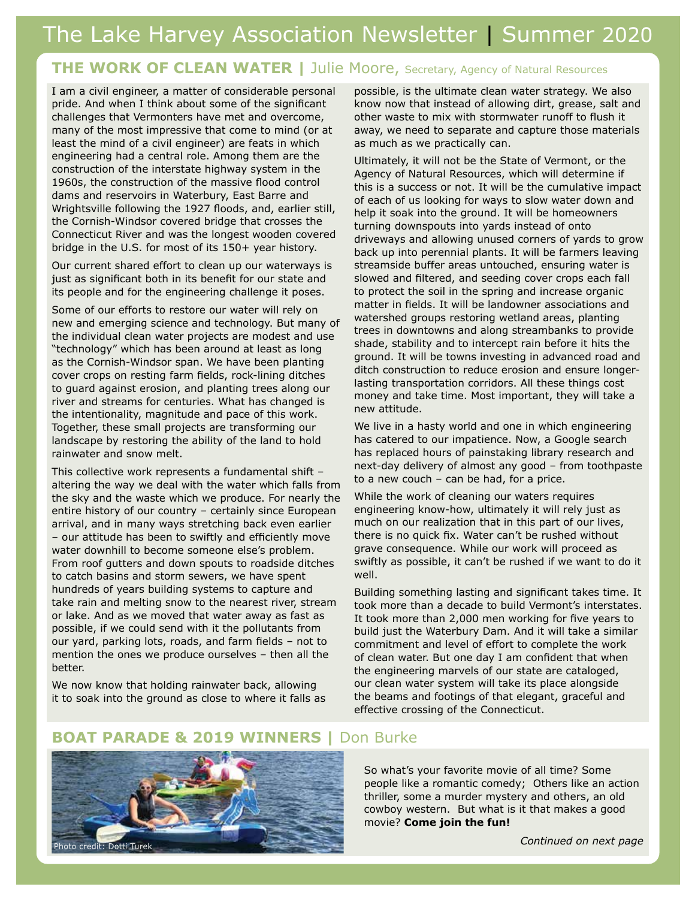# The Lake Harvey Association Newsletter | Summer 2020

## THE WORK OF CLEAN WATER | Julie Moore, Secretary, Agency of Natural Resources

I am a civil engineer, a matter of considerable personal pride. And when I think about some of the significant challenges that Vermonters have met and overcome, many of the most impressive that come to mind (or at least the mind of a civil engineer) are feats in which engineering had a central role. Among them are the construction of the interstate highway system in the 1960s, the construction of the massive flood control dams and reservoirs in Waterbury, East Barre and Wrightsville following the 1927 floods, and, earlier still, the Cornish-Windsor covered bridge that crosses the Connecticut River and was the longest wooden covered bridge in the U.S. for most of its 150+ year history.

Our current shared effort to clean up our waterways is just as significant both in its benefit for our state and its people and for the engineering challenge it poses.

Some of our efforts to restore our water will rely on new and emerging science and technology. But many of the individual clean water projects are modest and use "technology" which has been around at least as long as the Cornish-Windsor span. We have been planting cover crops on resting farm fields, rock-lining ditches to guard against erosion, and planting trees along our river and streams for centuries. What has changed is the intentionality, magnitude and pace of this work. Together, these small projects are transforming our landscape by restoring the ability of the land to hold rainwater and snow melt.

This collective work represents a fundamental shift – altering the way we deal with the water which falls from the sky and the waste which we produce. For nearly the entire history of our country – certainly since European arrival, and in many ways stretching back even earlier – our attitude has been to swiftly and efficiently move water downhill to become someone else's problem. From roof gutters and down spouts to roadside ditches to catch basins and storm sewers, we have spent hundreds of years building systems to capture and take rain and melting snow to the nearest river, stream or lake. And as we moved that water away as fast as possible, if we could send with it the pollutants from our yard, parking lots, roads, and farm fields – not to mention the ones we produce ourselves – then all the better.

We now know that holding rainwater back, allowing it to soak into the ground as close to where it falls as possible, is the ultimate clean water strategy. We also know now that instead of allowing dirt, grease, salt and other waste to mix with stormwater runoff to flush it away, we need to separate and capture those materials as much as we practically can.

Ultimately, it will not be the State of Vermont, or the Agency of Natural Resources, which will determine if this is a success or not. It will be the cumulative impact of each of us looking for ways to slow water down and help it soak into the ground. It will be homeowners turning downspouts into yards instead of onto driveways and allowing unused corners of yards to grow back up into perennial plants. It will be farmers leaving streamside buffer areas untouched, ensuring water is slowed and filtered, and seeding cover crops each fall to protect the soil in the spring and increase organic matter in fields. It will be landowner associations and watershed groups restoring wetland areas, planting trees in downtowns and along streambanks to provide shade, stability and to intercept rain before it hits the ground. It will be towns investing in advanced road and ditch construction to reduce erosion and ensure longer-lasting transportation corridors. All these things cost money and take time. Most important, they will take a new attitude.

We live in a hasty world and one in which engineering has catered to our impatience. Now, a Google search has replaced hours of painstaking library research and next-day delivery of almost any good – from toothpaste to a new couch – can be had, for a price.

While the work of cleaning our waters requires engineering know-how, ultimately it will rely just as much on our realization that in this part of our lives, there is no quick fix. Water can't be rushed without grave consequence. While our work will proceed as swiftly as possible, it can't be rushed if we want to do it well.

Building something lasting and significant takes time. It took more than a decade to build Vermont's interstates. It took more than 2,000 men working for five years to build just the Waterbury Dam. And it will take a similar commitment and level of effort to complete the work of clean water. But one day I am confident that when the engineering marvels of our state are cataloged, our clean water system will take its place alongside the beams and footings of that elegant, graceful and effective crossing of the Connecticut.

## BOAT PARADE & 2019 WINNERS | Don Burke

Photo credit: Dotti Turek

So what's your favorite movie of all time? Some people like a romantic comedy; Others like an action thriller, some a murder mystery and others, an old cowboy western. But what is it that makes a good movie? **Come join the fun!**

*Continued on next page*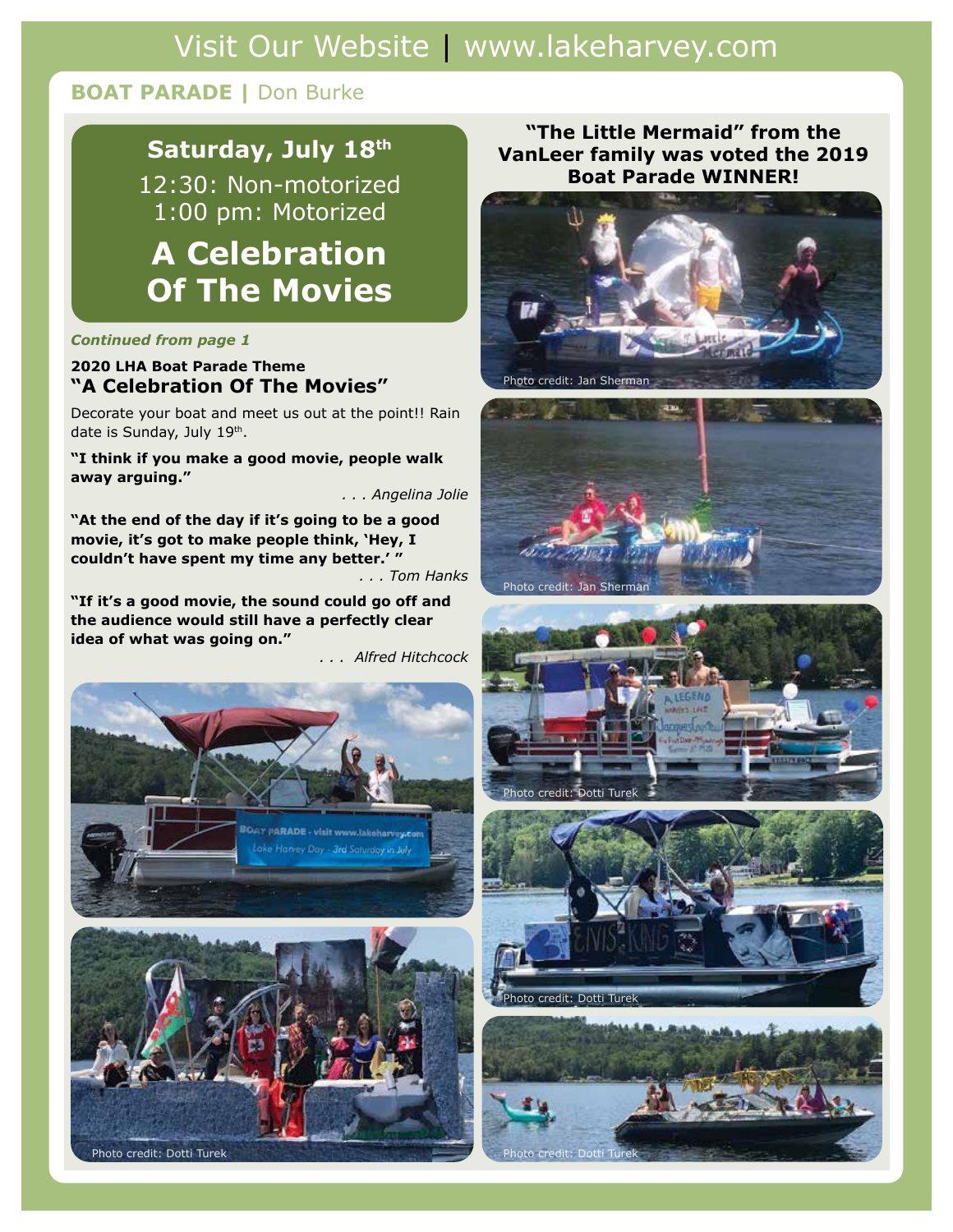Visit Our Website | www.lakeharvey.com

## BOAT PARADE | Don Burke

**Saturday, July 18th**

12:30: Non-motorized
1:00 pm: Motorized

## A Celebration Of The Movies

*Continued from page 1*

**2020 LHA Boat Parade Theme**

### "A Celebration Of The Movies"

Decorate your boat and meet us out at the point!! Rain date is Sunday, July 19th.

**"I think if you make a good movie, people walk away arguing."**

*. . . Angelina Jolie*

**"At the end of the day if it's going to be a good movie, it's got to make people think, 'Hey, I couldn't have spent my time any better.' "**

*. . . Tom Hanks*

**"If it's a good movie, the sound could go off and the audience would still have a perfectly clear idea of what was going on."**

*. . . Alfred Hitchcock*

Photo credit: Dotti Turek

**"The Little Mermaid" from the VanLeer family was voted the 2019 Boat Parade WINNER!**

Photo credit: Jan Sherman

Photo credit: Jan Sherman

Photo credit: Dotti Turek

Photo credit: Dotti Turek

Photo credit: Dotti Turek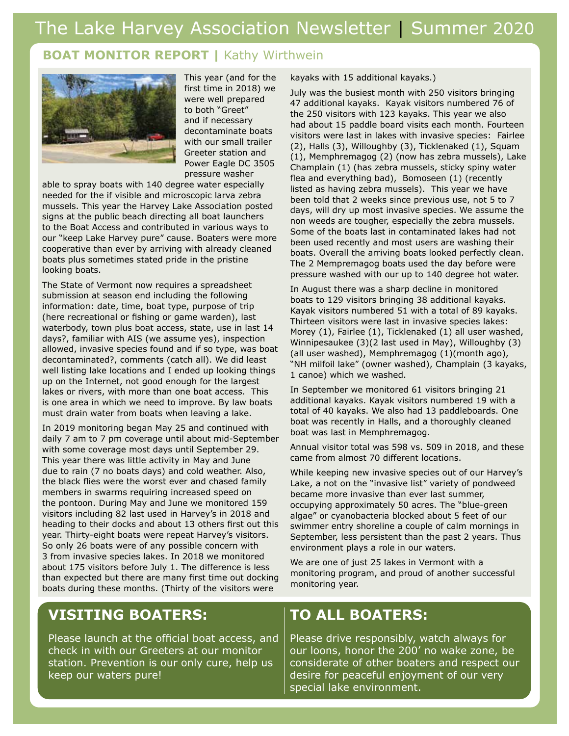# The Lake Harvey Association Newsletter | Summer 2020

## BOAT MONITOR REPORT | Kathy Wirthwein

This year (and for the first time in 2018) we were well prepared to both "Greet" and if necessary decontaminate boats with our small trailer Greeter station and Power Eagle DC 3505 pressure washer able to spray boats with 140 degree water especially needed for the if visible and microscopic larva zebra mussels. This year the Harvey Lake Association posted signs at the public beach directing all boat launchers to the Boat Access and contributed in various ways to our "keep Lake Harvey pure" cause. Boaters were more cooperative than ever by arriving with already cleaned boats plus sometimes stated pride in the pristine looking boats.

The State of Vermont now requires a spreadsheet submission at season end including the following information: date, time, boat type, purpose of trip (here recreational or fishing or game warden), last waterbody, town plus boat access, state, use in last 14 days?, familiar with AIS (we assume yes), inspection allowed, invasive species found and if so type, was boat decontaminated?, comments (catch all). We did least well listing lake locations and I ended up looking things up on the Internet, not good enough for the largest lakes or rivers, with more than one boat access. This is one area in which we need to improve. By law boats must drain water from boats when leaving a lake.

In 2019 monitoring began May 25 and continued with daily 7 am to 7 pm coverage until about mid-September with some coverage most days until September 29. This year there was little activity in May and June due to rain (7 no boats days) and cold weather. Also, the black flies were the worst ever and chased family members in swarms requiring increased speed on the pontoon. During May and June we monitored 159 visitors including 82 last used in Harvey's in 2018 and heading to their docks and about 13 others first out this year. Thirty-eight boats were repeat Harvey's visitors. So only 26 boats were of any possible concern with 3 from invasive species lakes. In 2018 we monitored about 175 visitors before July 1. The difference is less than expected but there are many first time out docking boats during these months. (Thirty of the visitors were kayaks with 15 additional kayaks.)

July was the busiest month with 250 visitors bringing 47 additional kayaks. Kayak visitors numbered 76 of the 250 visitors with 123 kayaks. This year we also had about 15 paddle board visits each month. Fourteen visitors were last in lakes with invasive species: Fairlee (2), Halls (3), Willoughby (3), Ticklenaked (1), Squam (1), Memphremagog (2) (now has zebra mussels), Lake Champlain (1) (has zebra mussels, sticky spiny water flea and everything bad), Bomoseen (1) (recently listed as having zebra mussels). This year we have been told that 2 weeks since previous use, not 5 to 7 days, will dry up most invasive species. We assume the non weeds are tougher, especially the zebra mussels. Some of the boats last in contaminated lakes had not been used recently and most users are washing their boats. Overall the arriving boats looked perfectly clean. The 2 Mempremagog boats used the day before were pressure washed with our up to 140 degree hot water.

In August there was a sharp decline in monitored boats to 129 visitors bringing 38 additional kayaks. Kayak visitors numbered 51 with a total of 89 kayaks. Thirteen visitors were last in invasive species lakes: Morey (1), Fairlee (1), Ticklenaked (1) all user washed, Winnipesaukee (3)(2 last used in May), Willoughby (3) (all user washed), Memphremagog (1)(month ago), "NH milfoil lake" (owner washed), Champlain (3 kayaks, 1 canoe) which we washed.

In September we monitored 61 visitors bringing 21 additional kayaks. Kayak visitors numbered 19 with a total of 40 kayaks. We also had 13 paddleboards. One boat was recently in Halls, and a thoroughly cleaned boat was last in Memphremagog.

Annual visitor total was 598 vs. 509 in 2018, and these came from almost 70 different locations.

While keeping new invasive species out of our Harvey's Lake, a not on the "invasive list" variety of pondweed became more invasive than ever last summer, occupying approximately 50 acres. The "blue-green algae" or cyanobacteria blocked about 5 feet of our swimmer entry shoreline a couple of calm mornings in September, less persistent than the past 2 years. Thus environment plays a role in our waters.

We are one of just 25 lakes in Vermont with a monitoring program, and proud of another successful monitoring year.

## VISITING BOATERS:

Please launch at the official boat access, and check in with our Greeters at our monitor station. Prevention is our only cure, help us keep our waters pure!

## TO ALL BOATERS:

Please drive responsibly, watch always for our loons, honor the 200' no wake zone, be considerate of other boaters and respect our desire for peaceful enjoyment of our very special lake environment.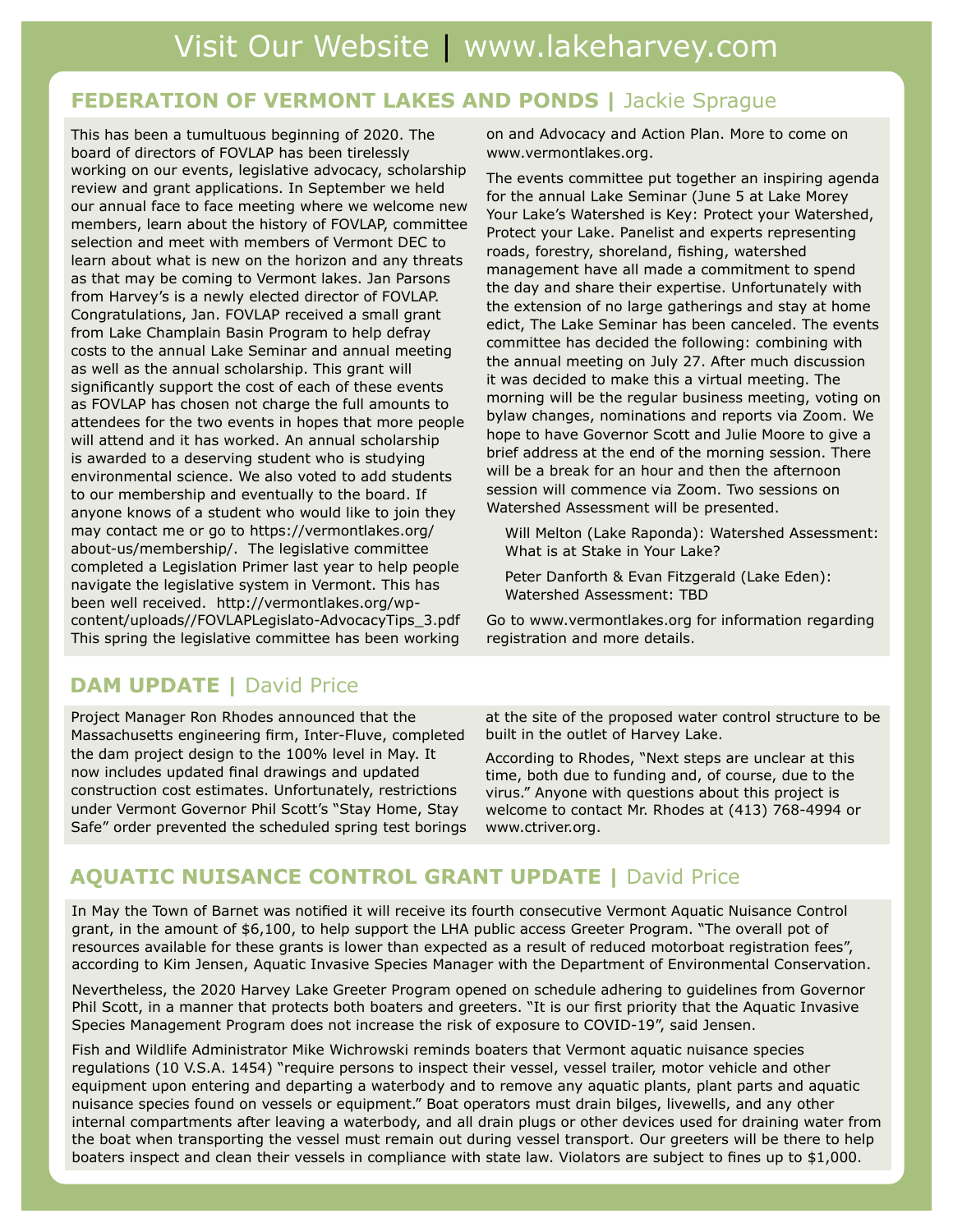# Visit Our Website | www.lakeharvey.com

## FEDERATION OF VERMONT LAKES AND PONDS | Jackie Sprague

This has been a tumultuous beginning of 2020. The board of directors of FOVLAP has been tirelessly working on our events, legislative advocacy, scholarship review and grant applications. In September we held our annual face to face meeting where we welcome new members, learn about the history of FOVLAP, committee selection and meet with members of Vermont DEC to learn about what is new on the horizon and any threats as that may be coming to Vermont lakes. Jan Parsons from Harvey's is a newly elected director of FOVLAP. Congratulations, Jan. FOVLAP received a small grant from Lake Champlain Basin Program to help defray costs to the annual Lake Seminar and annual meeting as well as the annual scholarship. This grant will significantly support the cost of each of these events as FOVLAP has chosen not charge the full amounts to attendees for the two events in hopes that more people will attend and it has worked. An annual scholarship is awarded to a deserving student who is studying environmental science. We also voted to add students to our membership and eventually to the board. If anyone knows of a student who would like to join they may contact me or go to https://vermontlakes.org/about-us/membership/. The legislative committee completed a Legislation Primer last year to help people navigate the legislative system in Vermont. This has been well received. http://vermontlakes.org/wp-content/uploads//FOVLAPLegislato-AdvocacyTips_3.pdf This spring the legislative committee has been working on and Advocacy and Action Plan. More to come on www.vermontlakes.org.

The events committee put together an inspiring agenda for the annual Lake Seminar (June 5 at Lake Morey Your Lake's Watershed is Key: Protect your Watershed, Protect your Lake. Panelist and experts representing roads, forestry, shoreland, fishing, watershed management have all made a commitment to spend the day and share their expertise. Unfortunately with the extension of no large gatherings and stay at home edict, The Lake Seminar has been canceled. The events committee has decided the following: combining with the annual meeting on July 27. After much discussion it was decided to make this a virtual meeting. The morning will be the regular business meeting, voting on bylaw changes, nominations and reports via Zoom. We hope to have Governor Scott and Julie Moore to give a brief address at the end of the morning session. There will be a break for an hour and then the afternoon session will commence via Zoom. Two sessions on Watershed Assessment will be presented.

Will Melton (Lake Raponda): Watershed Assessment: What is at Stake in Your Lake?

Peter Danforth & Evan Fitzgerald (Lake Eden): Watershed Assessment: TBD

Go to www.vermontlakes.org for information regarding registration and more details.

## DAM UPDATE | David Price

Project Manager Ron Rhodes announced that the Massachusetts engineering firm, Inter-Fluve, completed the dam project design to the 100% level in May. It now includes updated final drawings and updated construction cost estimates. Unfortunately, restrictions under Vermont Governor Phil Scott's "Stay Home, Stay Safe" order prevented the scheduled spring test borings at the site of the proposed water control structure to be built in the outlet of Harvey Lake.

According to Rhodes, "Next steps are unclear at this time, both due to funding and, of course, due to the virus." Anyone with questions about this project is welcome to contact Mr. Rhodes at (413) 768-4994 or www.ctriver.org.

## AQUATIC NUISANCE CONTROL GRANT UPDATE | David Price

In May the Town of Barnet was notified it will receive its fourth consecutive Vermont Aquatic Nuisance Control grant, in the amount of $6,100, to help support the LHA public access Greeter Program. "The overall pot of resources available for these grants is lower than expected as a result of reduced motorboat registration fees", according to Kim Jensen, Aquatic Invasive Species Manager with the Department of Environmental Conservation.

Nevertheless, the 2020 Harvey Lake Greeter Program opened on schedule adhering to guidelines from Governor Phil Scott, in a manner that protects both boaters and greeters. "It is our first priority that the Aquatic Invasive Species Management Program does not increase the risk of exposure to COVID-19", said Jensen.

Fish and Wildlife Administrator Mike Wichrowski reminds boaters that Vermont aquatic nuisance species regulations (10 V.S.A. 1454) "require persons to inspect their vessel, vessel trailer, motor vehicle and other equipment upon entering and departing a waterbody and to remove any aquatic plants, plant parts and aquatic nuisance species found on vessels or equipment." Boat operators must drain bilges, livewells, and any other internal compartments after leaving a waterbody, and all drain plugs or other devices used for draining water from the boat when transporting the vessel must remain out during vessel transport. Our greeters will be there to help boaters inspect and clean their vessels in compliance with state law. Violators are subject to fines up to $1,000.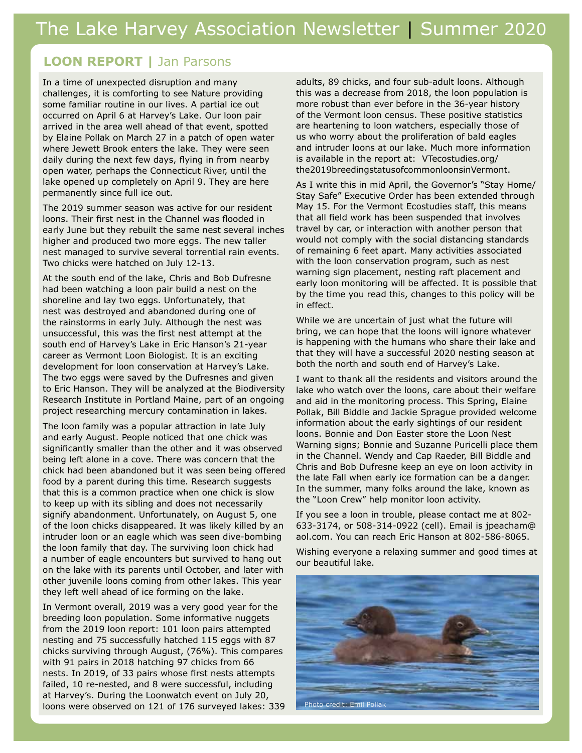## LOON REPORT | Jan Parsons

In a time of unexpected disruption and many challenges, it is comforting to see Nature providing some familiar routine in our lives. A partial ice out occurred on April 6 at Harvey's Lake. Our loon pair arrived in the area well ahead of that event, spotted by Elaine Pollak on March 27 in a patch of open water where Jewett Brook enters the lake. They were seen daily during the next few days, flying in from nearby open water, perhaps the Connecticut River, until the lake opened up completely on April 9. They are here permanently since full ice out.

The 2019 summer season was active for our resident loons. Their first nest in the Channel was flooded in early June but they rebuilt the same nest several inches higher and produced two more eggs. The new taller nest managed to survive several torrential rain events. Two chicks were hatched on July 12-13.

At the south end of the lake, Chris and Bob Dufresne had been watching a loon pair build a nest on the shoreline and lay two eggs. Unfortunately, that nest was destroyed and abandoned during one of the rainstorms in early July. Although the nest was unsuccessful, this was the first nest attempt at the south end of Harvey's Lake in Eric Hanson's 21-year career as Vermont Loon Biologist. It is an exciting development for loon conservation at Harvey's Lake. The two eggs were saved by the Dufresnes and given to Eric Hanson. They will be analyzed at the Biodiversity Research Institute in Portland Maine, part of an ongoing project researching mercury contamination in lakes.

The loon family was a popular attraction in late July and early August. People noticed that one chick was significantly smaller than the other and it was observed being left alone in a cove. There was concern that the chick had been abandoned but it was seen being offered food by a parent during this time. Research suggests that this is a common practice when one chick is slow to keep up with its sibling and does not necessarily signify abandonment. Unfortunately, on August 5, one of the loon chicks disappeared. It was likely killed by an intruder loon or an eagle which was seen dive-bombing the loon family that day. The surviving loon chick had a number of eagle encounters but survived to hang out on the lake with its parents until October, and later with other juvenile loons coming from other lakes. This year they left well ahead of ice forming on the lake.

In Vermont overall, 2019 was a very good year for the breeding loon population. Some informative nuggets from the 2019 loon report: 101 loon pairs attempted nesting and 75 successfully hatched 115 eggs with 87 chicks surviving through August, (76%). This compares with 91 pairs in 2018 hatching 97 chicks from 66 nests. In 2019, of 33 pairs whose first nests attempts failed, 10 re-nested, and 8 were successful, including at Harvey's. During the Loonwatch event on July 20, loons were observed on 121 of 176 surveyed lakes: 339 adults, 89 chicks, and four sub-adult loons. Although this was a decrease from 2018, the loon population is more robust than ever before in the 36-year history of the Vermont loon census. These positive statistics are heartening to loon watchers, especially those of us who worry about the proliferation of bald eagles and intruder loons at our lake. Much more information is available in the report at: VTecostudies.org/the2019breedingstatusofcommonloonsinVermont.

As I write this in mid April, the Governor's "Stay Home/Stay Safe" Executive Order has been extended through May 15. For the Vermont Ecostudies staff, this means that all field work has been suspended that involves travel by car, or interaction with another person that would not comply with the social distancing standards of remaining 6 feet apart. Many activities associated with the loon conservation program, such as nest warning sign placement, nesting raft placement and early loon monitoring will be affected. It is possible that by the time you read this, changes to this policy will be in effect.

While we are uncertain of just what the future will bring, we can hope that the loons will ignore whatever is happening with the humans who share their lake and that they will have a successful 2020 nesting season at both the north and south end of Harvey's Lake.

I want to thank all the residents and visitors around the lake who watch over the loons, care about their welfare and aid in the monitoring process. This Spring, Elaine Pollak, Bill Biddle and Jackie Sprague provided welcome information about the early sightings of our resident loons. Bonnie and Don Easter store the Loon Nest Warning signs; Bonnie and Suzanne Puricelli place them in the Channel. Wendy and Cap Raeder, Bill Biddle and Chris and Bob Dufresne keep an eye on loon activity in the late Fall when early ice formation can be a danger. In the summer, many folks around the lake, known as the "Loon Crew" help monitor loon activity.

If you see a loon in trouble, please contact me at 802-633-3174, or 508-314-0922 (cell). Email is jpeacham@aol.com. You can reach Eric Hanson at 802-586-8065.

Wishing everyone a relaxing summer and good times at our beautiful lake.

Photo credit: Emil Pollak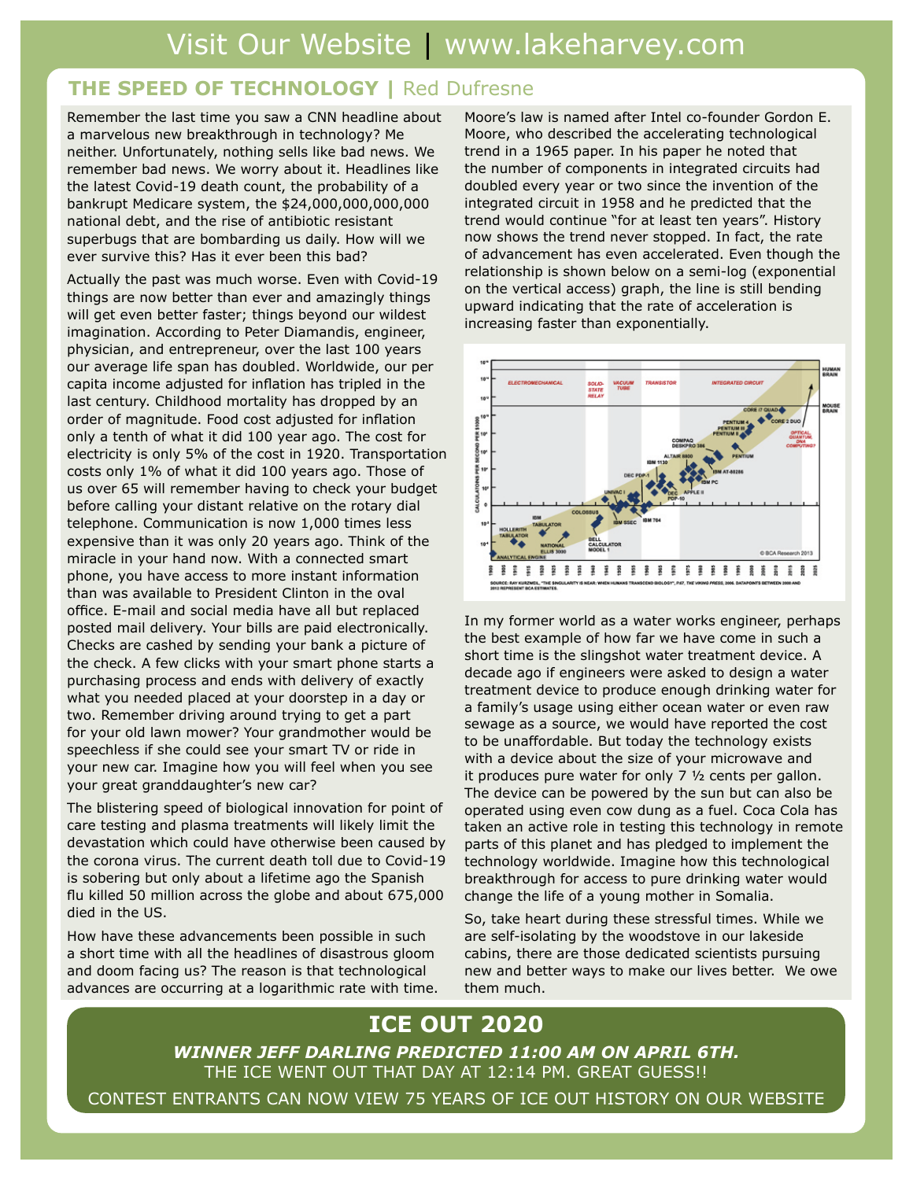Visit Our Website | www.lakeharvey.com

## THE SPEED OF TECHNOLOGY | Red Dufresne

Remember the last time you saw a CNN headline about a marvelous new breakthrough in technology? Me neither. Unfortunately, nothing sells like bad news. We remember bad news. We worry about it. Headlines like the latest Covid-19 death count, the probability of a bankrupt Medicare system, the $24,000,000,000,000 national debt, and the rise of antibiotic resistant superbugs that are bombarding us daily. How will we ever survive this? Has it ever been this bad?

Actually the past was much worse. Even with Covid-19 things are now better than ever and amazingly things will get even better faster; things beyond our wildest imagination. According to Peter Diamandis, engineer, physician, and entrepreneur, over the last 100 years our average life span has doubled. Worldwide, our per capita income adjusted for inflation has tripled in the last century. Childhood mortality has dropped by an order of magnitude. Food cost adjusted for inflation only a tenth of what it did 100 year ago. The cost for electricity is only 5% of the cost in 1920. Transportation costs only 1% of what it did 100 years ago. Those of us over 65 will remember having to check your budget before calling your distant relative on the rotary dial telephone. Communication is now 1,000 times less expensive than it was only 20 years ago. Think of the miracle in your hand now. With a connected smart phone, you have access to more instant information than was available to President Clinton in the oval office. E-mail and social media have all but replaced posted mail delivery. Your bills are paid electronically. Checks are cashed by sending your bank a picture of the check. A few clicks with your smart phone starts a purchasing process and ends with delivery of exactly what you needed placed at your doorstep in a day or two. Remember driving around trying to get a part for your old lawn mower? Your grandmother would be speechless if she could see your smart TV or ride in your new car. Imagine how you will feel when you see your great granddaughter's new car?

The blistering speed of biological innovation for point of care testing and plasma treatments will likely limit the devastation which could have otherwise been caused by the corona virus. The current death toll due to Covid-19 is sobering but only about a lifetime ago the Spanish flu killed 50 million across the globe and about 675,000 died in the US.

How have these advancements been possible in such a short time with all the headlines of disastrous gloom and doom facing us? The reason is that technological advances are occurring at a logarithmic rate with time. Moore's law is named after Intel co-founder Gordon E. Moore, who described the accelerating technological trend in a 1965 paper. In his paper he noted that the number of components in integrated circuits had doubled every year or two since the invention of the integrated circuit in 1958 and he predicted that the trend would continue "for at least ten years". History now shows the trend never stopped. In fact, the rate of advancement has even accelerated. Even though the relationship is shown below on a semi-log (exponential on the vertical access) graph, the line is still bending upward indicating that the rate of acceleration is increasing faster than exponentially.

In my former world as a water works engineer, perhaps the best example of how far we have come in such a short time is the slingshot water treatment device. A decade ago if engineers were asked to design a water treatment device to produce enough drinking water for a family's usage using either ocean water or even raw sewage as a source, we would have reported the cost to be unaffordable. But today the technology exists with a device about the size of your microwave and it produces pure water for only 7 ½ cents per gallon. The device can be powered by the sun but can also be operated using even cow dung as a fuel. Coca Cola has taken an active role in testing this technology in remote parts of this planet and has pledged to implement the technology worldwide. Imagine how this technological breakthrough for access to pure drinking water would change the life of a young mother in Somalia.

So, take heart during these stressful times. While we are self-isolating by the woodstove in our lakeside cabins, there are those dedicated scientists pursuing new and better ways to make our lives better. We owe them much.

## ICE OUT 2020

***WINNER JEFF DARLING PREDICTED 11:00 AM ON APRIL 6TH.***

THE ICE WENT OUT THAT DAY AT 12:14 PM. GREAT GUESS!!

CONTEST ENTRANTS CAN NOW VIEW 75 YEARS OF ICE OUT HISTORY ON OUR WEBSITE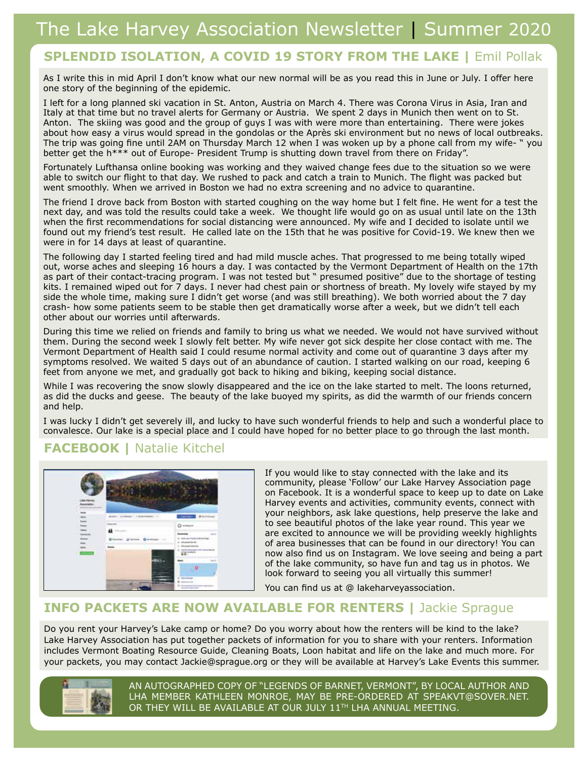# The Lake Harvey Association Newsletter | Summer 2020

## SPLENDID ISOLATION, A COVID 19 STORY FROM THE LAKE | Emil Pollak

As I write this in mid April I don't know what our new normal will be as you read this in June or July. I offer here one story of the beginning of the epidemic.

I left for a long planned ski vacation in St. Anton, Austria on March 4. There was Corona Virus in Asia, Iran and Italy at that time but no travel alerts for Germany or Austria. We spent 2 days in Munich then went on to St. Anton. The skiing was good and the group of guys I was with were more than entertaining. There were jokes about how easy a virus would spread in the gondolas or the Après ski environment but no news of local outbreaks. The trip was going fine until 2AM on Thursday March 12 when I was woken up by a phone call from my wife- " you better get the h*** out of Europe- President Trump is shutting down travel from there on Friday".

Fortunately Lufthansa online booking was working and they waived change fees due to the situation so we were able to switch our flight to that day. We rushed to pack and catch a train to Munich. The flight was packed but went smoothly. When we arrived in Boston we had no extra screening and no advice to quarantine.

The friend I drove back from Boston with started coughing on the way home but I felt fine. He went for a test the next day, and was told the results could take a week. We thought life would go on as usual until late on the 13th when the first recommendations for social distancing were announced. My wife and I decided to isolate until we found out my friend's test result. He called late on the 15th that he was positive for Covid-19. We knew then we were in for 14 days at least of quarantine.

The following day I started feeling tired and had mild muscle aches. That progressed to me being totally wiped out, worse aches and sleeping 16 hours a day. I was contacted by the Vermont Department of Health on the 17th as part of their contact-tracing program. I was not tested but " presumed positive" due to the shortage of testing kits. I remained wiped out for 7 days. I never had chest pain or shortness of breath. My lovely wife stayed by my side the whole time, making sure I didn't get worse (and was still breathing). We both worried about the 7 day crash- how some patients seem to be stable then get dramatically worse after a week, but we didn't tell each other about our worries until afterwards.

During this time we relied on friends and family to bring us what we needed. We would not have survived without them. During the second week I slowly felt better. My wife never got sick despite her close contact with me. The Vermont Department of Health said I could resume normal activity and come out of quarantine 3 days after my symptoms resolved. We waited 5 days out of an abundance of caution. I started walking on our road, keeping 6 feet from anyone we met, and gradually got back to hiking and biking, keeping social distance.

While I was recovering the snow slowly disappeared and the ice on the lake started to melt. The loons returned, as did the ducks and geese. The beauty of the lake buoyed my spirits, as did the warmth of our friends concern and help.

I was lucky I didn't get severely ill, and lucky to have such wonderful friends to help and such a wonderful place to convalesce. Our lake is a special place and I could have hoped for no better place to go through the last month.

## FACEBOOK | Natalie Kitchel

If you would like to stay connected with the lake and its community, please 'Follow' our Lake Harvey Association page on Facebook. It is a wonderful space to keep up to date on Lake Harvey events and activities, community events, connect with your neighbors, ask lake questions, help preserve the lake and to see beautiful photos of the lake year round. This year we are excited to announce we will be providing weekly highlights of area businesses that can be found in our directory! You can now also find us on Instagram. We love seeing and being a part of the lake community, so have fun and tag us in photos. We look forward to seeing you all virtually this summer!

You can find us at @ lakeharveyassociation.

## INFO PACKETS ARE NOW AVAILABLE FOR RENTERS | Jackie Sprague

Do you rent your Harvey's Lake camp or home? Do you worry about how the renters will be kind to the lake? Lake Harvey Association has put together packets of information for you to share with your renters. Information includes Vermont Boating Resource Guide, Cleaning Boats, Loon habitat and life on the lake and much more. For your packets, you may contact Jackie@sprague.org or they will be available at Harvey's Lake Events this summer.

AN AUTOGRAPHED COPY OF "LEGENDS OF BARNET, VERMONT", BY LOCAL AUTHOR AND LHA MEMBER KATHLEEN MONROE, MAY BE PRE-ORDERED AT SPEAKVT@SOVER.NET. OR THEY WILL BE AVAILABLE AT OUR JULY 11TH LHA ANNUAL MEETING.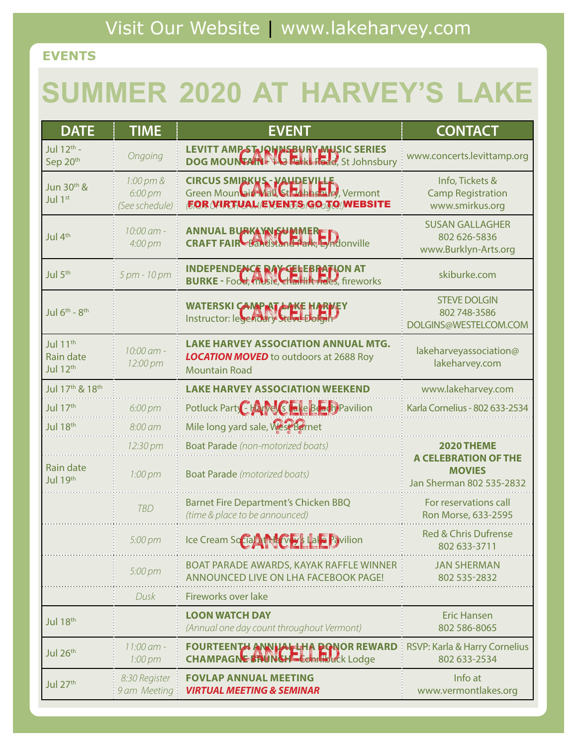Visit Our Website | www.lakeharvey.com

**EVENTS**

# SUMMER 2020 AT HARVEY'S LAKE

| DATE | TIME | EVENT | CONTACT |
|---|---|---|---|
| Jul 12th - Sep 20th | *Ongoing* | **LEVITT AMP ST JOHNSBURY MUSIC SERIES DOG MOUNTAIN** - 143 Parks Road, St Johnsbury — CANCELLED | www.concerts.levittamp.org |
| Jun 30th & Jul 1st | *1:00 pm & 6:00 pm (See schedule)* | **CIRCUS SMIRKUS - VAUDEVILLE** Green Mountain Mall, St Johnsbury, Vermont *(BIGTOP FUN FOR KIDS of all ages!)* — CANCELLED **FOR VIRTUAL EVENTS GO TO WEBSITE** | Info, Tickets & Camp Registration www.smirkus.org |
| Jul 4th | *10:00 am - 4:00 pm* | **ANNUAL BURKLYN SUMMER CRAFT FAIR** - Bandstand Park, Lyndonville — CANCELLED | SUSAN GALLAGHER 802 626-5836 www.Burklyn-Arts.org |
| Jul 5th | *5 pm - 10 pm* | **INDEPENDENCE DAY CELEBRATION AT BURKE** - Food, music, chairlift rides, fireworks — CANCELLED | skiburke.com |
| Jul 6th - 8th | | **WATERSKI CAMP AT LAKE HARVEY** Instructor: legendary Steve Dolgin — CANCELLED | STEVE DOLGIN 802 748-3586 DOLGINS@WESTELCOM.COM |
| Jul 11th Rain date Jul 12th | *10:00 am - 12:00 pm* | **LAKE HARVEY ASSOCIATION ANNUAL MTG.** ***LOCATION MOVED*** to outdoors at 2688 Roy Mountain Road | lakeharveyassociation@lakeharvey.com |
| Jul 17th & 18th | | **LAKE HARVEY ASSOCIATION WEEKEND** | www.lakeharvey.com |
| Jul 17th | *6:00 pm* | Potluck Party - Harvey's Lake Beach Pavilion — CANCELLED | Karla Cornelius - 802 633-2534 |
| Jul 18th | *8:00 am* | Mile long yard sale, West Barnet ??? | |
| | *12:30 pm* | Boat Parade *(non-motorized boats)* | **2020 THEME A CELEBRATION OF THE MOVIES** Jan Sherman 802 535-2832 |
| Rain date Jul 19th | *1:00 pm* | Boat Parade *(motorized boats)* | |
| | *TBD* | Barnet Fire Department's Chicken BBQ *(time & place to be announced)* | For reservations call Ron Morse, 633-2595 |
| | *5:00 pm* | Ice Cream Social at Harvey's Lake Pavilion — CANCELLED | Red & Chris Dufrense 802 633-3711 |
| | *5:00 pm* | BOAT PARADE AWARDS, KAYAK RAFFLE WINNER ANNOUNCED LIVE ON LHA FACEBOOK PAGE! | JAN SHERMAN 802 535-2832 |
| | *Dusk* | Fireworks over lake | |
| Jul 18th | | **LOON WATCH DAY** *(Annual one day count throughout Vermont)* | Eric Hansen 802 586-8065 |
| Jul 26th | *11:00 am - 1:00 pm* | **FOURTEENTH ANNUAL LHA DONOR REWARD CHAMPAGNE BRUNCH** - Comerbuck Lodge — CANCELLED | RSVP: Karla & Harry Cornelius 802 633-2534 |
| Jul 27th | *8:30 Register 9 am Meeting* | **FOVLAP ANNUAL MEETING** ***VIRTUAL MEETING & SEMINAR*** | Info at www.vermontlakes.org |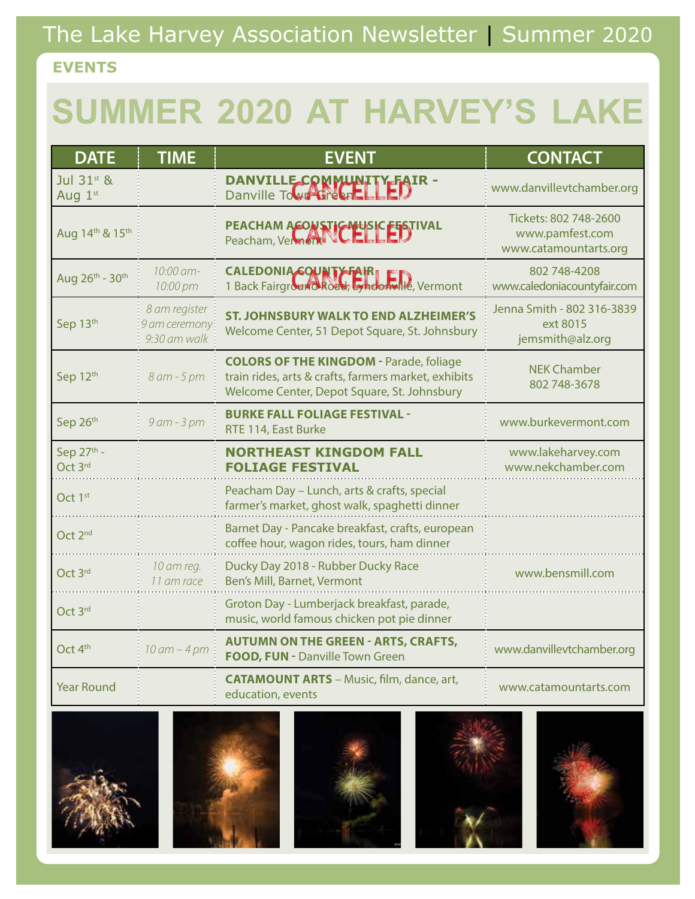## EVENTS

# SUMMER 2020 AT HARVEY'S LAKE

| DATE | TIME | EVENT | CONTACT |
|---|---|---|---|
| Jul 31st & Aug 1st | | **DANVILLE COMMUNITY FAIR -** Danville Town Green CANCELLED | www.danvillevtchamber.org |
| Aug 14th & 15th | | **PEACHAM ACOUSTIC MUSIC FESTIVAL** Peacham, Vermont CANCELLED | Tickets: 802 748-2600 www.pamfest.com www.catamountarts.org |
| Aug 26th - 30th | *10:00 am-10:00 pm* | **CALEDONIA COUNTY FAIR** 1 Back Fairground Road, Lyndonville, Vermont CANCELLED | 802 748-4208 www.caledoniacountyfair.com |
| Sep 13th | *8 am register 9 am ceremony 9:30 am walk* | **ST. JOHNSBURY WALK TO END ALZHEIMER'S** Welcome Center, 51 Depot Square, St. Johnsbury | Jenna Smith - 802 316-3839 ext 8015 jemsmith@alz.org |
| Sep 12th | *8 am - 5 pm* | **COLORS OF THE KINGDOM -** Parade, foliage train rides, arts & crafts, farmers market, exhibits Welcome Center, Depot Square, St. Johnsbury | NEK Chamber 802 748-3678 |
| Sep 26th | *9 am - 3 pm* | **BURKE FALL FOLIAGE FESTIVAL -** RTE 114, East Burke | www.burkevermont.com |
| Sep 27th - Oct 3rd | | **NORTHEAST KINGDOM FALL FOLIAGE FESTIVAL** | www.lakeharvey.com www.nekchamber.com |
| Oct 1st | | Peacham Day – Lunch, arts & crafts, special farmer's market, ghost walk, spaghetti dinner | |
| Oct 2nd | | Barnet Day - Pancake breakfast, crafts, european coffee hour, wagon rides, tours, ham dinner | |
| Oct 3rd | *10 am reg. 11 am race* | Ducky Day 2018 - Rubber Ducky Race Ben's Mill, Barnet, Vermont | www.bensmill.com |
| Oct 3rd | | Groton Day - Lumberjack breakfast, parade, music, world famous chicken pot pie dinner | |
| Oct 4th | *10 am – 4 pm* | **AUTUMN ON THE GREEN - ARTS, CRAFTS, FOOD, FUN -** Danville Town Green | www.danvillevtchamber.org |
| Year Round | | **CATAMOUNT ARTS** – Music, film, dance, art, education, events | www.catamountarts.com |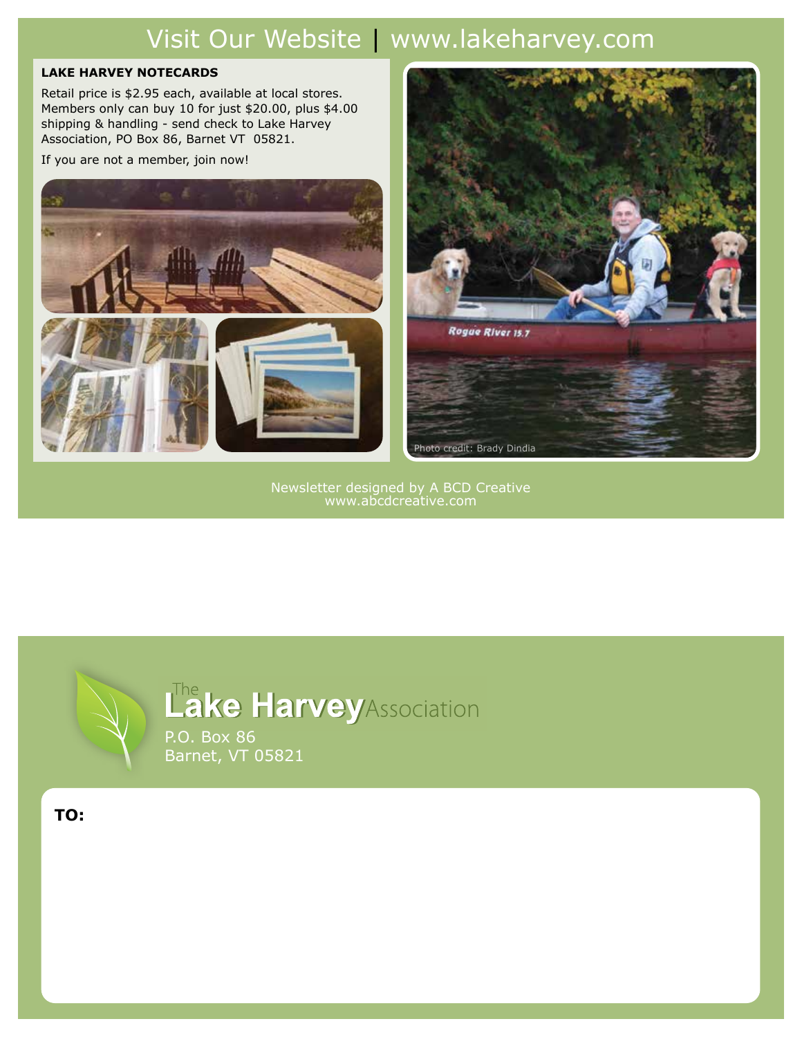# Visit Our Website | www.lakeharvey.com

**LAKE HARVEY NOTECARDS**

Retail price is $2.95 each, available at local stores. Members only can buy 10 for just $20.00, plus $4.00 shipping & handling - send check to Lake Harvey Association, PO Box 86, Barnet VT 05821.

If you are not a member, join now!

Photo credit: Brady Dindia

Newsletter designed by A BCD Creative
www.abcdcreative.com

The **Lake Harvey** Association
P.O. Box 86
Barnet, VT 05821

**TO:**